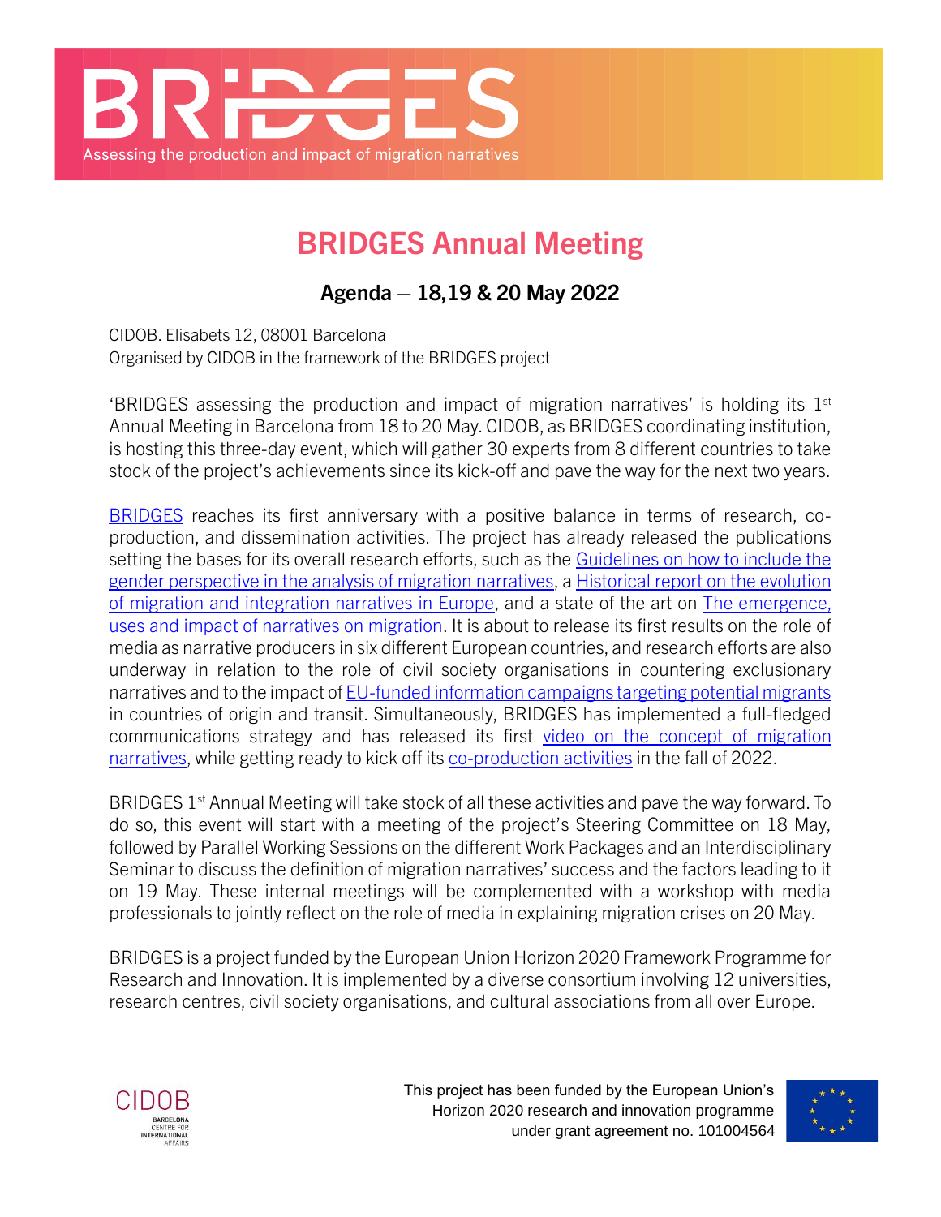# BRIDGES Annual Meeting

## Agenda – 18,19 & 20 May 2022

CIDOB. Elisabets 12, 08001 Barcelona
Organised by CIDOB in the framework of the BRIDGES project

'BRIDGES assessing the production and impact of migration narratives' is holding its 1st Annual Meeting in Barcelona from 18 to 20 May. CIDOB, as BRIDGES coordinating institution, is hosting this three-day event, which will gather 30 experts from 8 different countries to take stock of the project's achievements since its kick-off and pave the way for the next two years.

BRIDGES reaches its first anniversary with a positive balance in terms of research, co-production, and dissemination activities. The project has already released the publications setting the bases for its overall research efforts, such as the Guidelines on how to include the gender perspective in the analysis of migration narratives, a Historical report on the evolution of migration and integration narratives in Europe, and a state of the art on The emergence, uses and impact of narratives on migration. It is about to release its first results on the role of media as narrative producers in six different European countries, and research efforts are also underway in relation to the role of civil society organisations in countering exclusionary narratives and to the impact of EU-funded information campaigns targeting potential migrants in countries of origin and transit. Simultaneously, BRIDGES has implemented a full-fledged communications strategy and has released its first video on the concept of migration narratives, while getting ready to kick off its co-production activities in the fall of 2022.

BRIDGES 1st Annual Meeting will take stock of all these activities and pave the way forward. To do so, this event will start with a meeting of the project's Steering Committee on 18 May, followed by Parallel Working Sessions on the different Work Packages and an Interdisciplinary Seminar to discuss the definition of migration narratives' success and the factors leading to it on 19 May. These internal meetings will be complemented with a workshop with media professionals to jointly reflect on the role of media in explaining migration crises on 20 May.

BRIDGES is a project funded by the European Union Horizon 2020 Framework Programme for Research and Innovation. It is implemented by a diverse consortium involving 12 universities, research centres, civil society organisations, and cultural associations from all over Europe.

This project has been funded by the European Union's Horizon 2020 research and innovation programme under grant agreement no. 101004564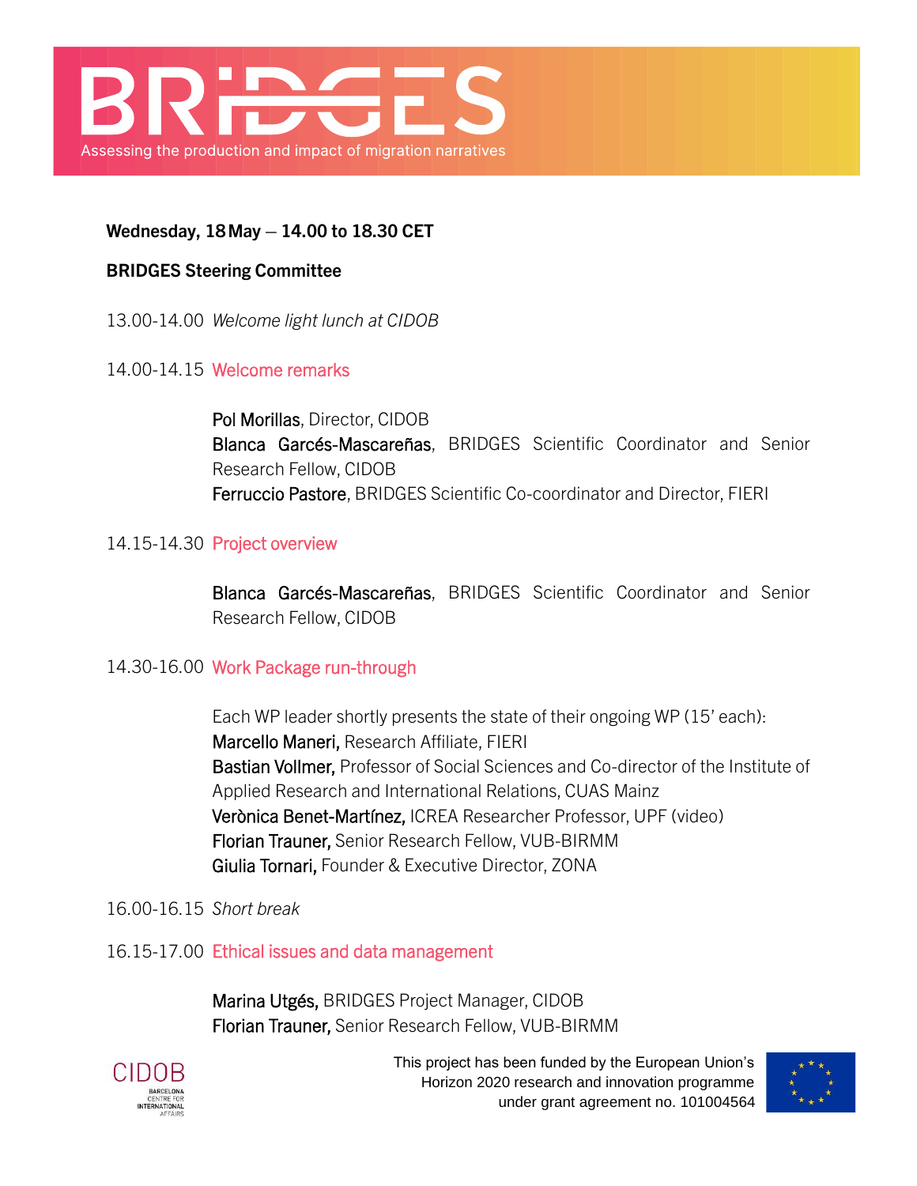**Wednesday, 18 May – 14.00 to 18.30 CET**

**BRIDGES Steering Committee**

13.00-14.00 *Welcome light lunch at CIDOB*

14.00-14.15 Welcome remarks

Pol Morillas, Director, CIDOB
Blanca Garcés-Mascareñas, BRIDGES Scientific Coordinator and Senior Research Fellow, CIDOB
Ferruccio Pastore, BRIDGES Scientific Co-coordinator and Director, FIERI

14.15-14.30 Project overview

Blanca Garcés-Mascareñas, BRIDGES Scientific Coordinator and Senior Research Fellow, CIDOB

14.30-16.00 Work Package run-through

Each WP leader shortly presents the state of their ongoing WP (15' each):
Marcello Maneri, Research Affiliate, FIERI
Bastian Vollmer, Professor of Social Sciences and Co-director of the Institute of Applied Research and International Relations, CUAS Mainz
Verònica Benet-Martínez, ICREA Researcher Professor, UPF (video)
Florian Trauner, Senior Research Fellow, VUB-BIRMM
Giulia Tornari, Founder & Executive Director, ZONA

16.00-16.15 *Short break*

16.15-17.00 Ethical issues and data management

Marina Utgés, BRIDGES Project Manager, CIDOB
Florian Trauner, Senior Research Fellow, VUB-BIRMM

This project has been funded by the European Union's Horizon 2020 research and innovation programme under grant agreement no. 101004564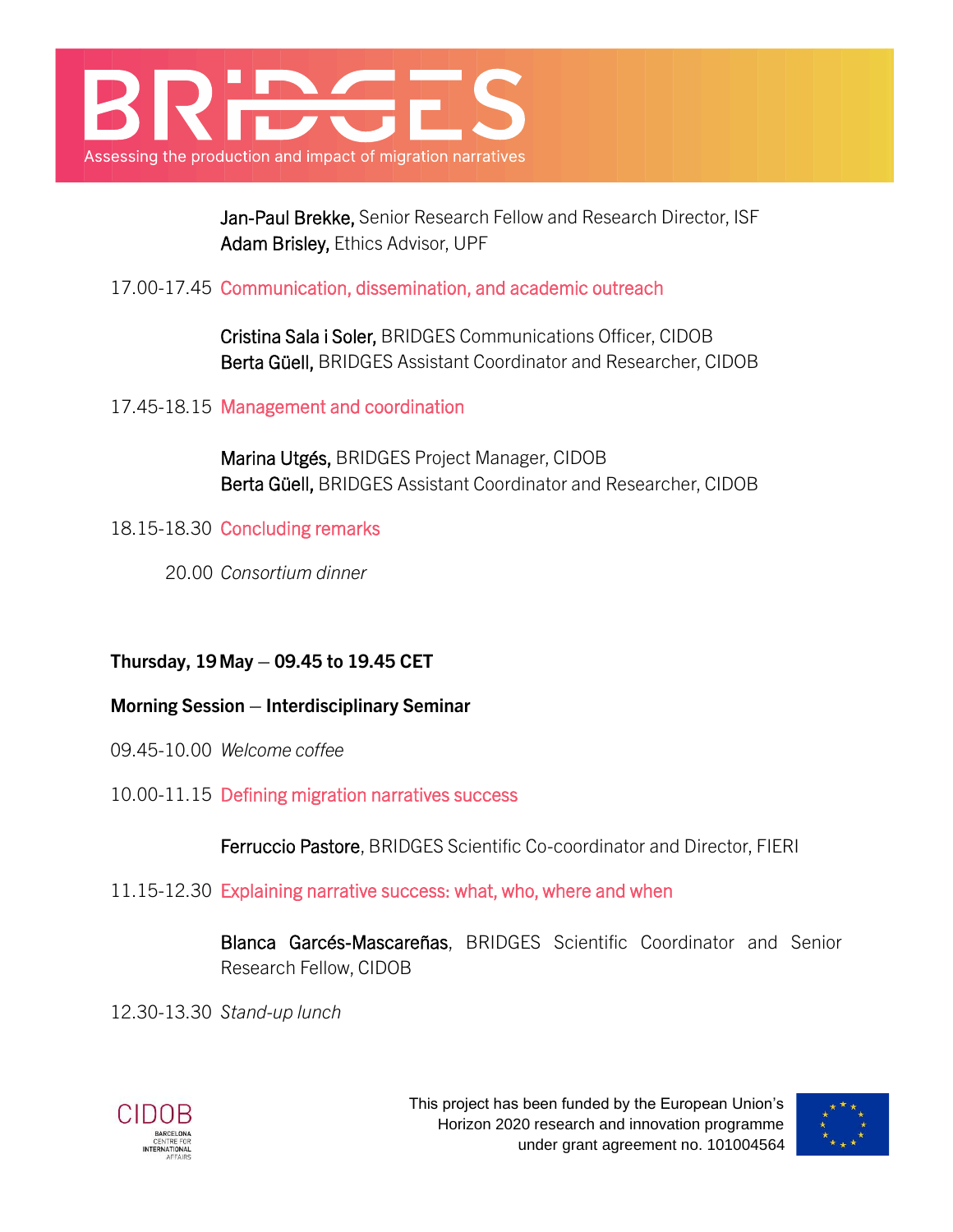**Jan-Paul Brekke,** Senior Research Fellow and Research Director, ISF
**Adam Brisley,** Ethics Advisor, UPF

17.00-17.45 Communication, dissemination, and academic outreach

**Cristina Sala i Soler,** BRIDGES Communications Officer, CIDOB
**Berta Güell,** BRIDGES Assistant Coordinator and Researcher, CIDOB

17.45-18.15 Management and coordination

**Marina Utgés,** BRIDGES Project Manager, CIDOB
**Berta Güell,** BRIDGES Assistant Coordinator and Researcher, CIDOB

18.15-18.30 Concluding remarks

20.00 *Consortium dinner*

**Thursday, 19 May – 09.45 to 19.45 CET**

**Morning Session – Interdisciplinary Seminar**

09.45-10.00 *Welcome coffee*

10.00-11.15 Defining migration narratives success

**Ferruccio Pastore**, BRIDGES Scientific Co-coordinator and Director, FIERI

11.15-12.30 Explaining narrative success: what, who, where and when

**Blanca Garcés-Mascareñas**, BRIDGES Scientific Coordinator and Senior Research Fellow, CIDOB

12.30-13.30 *Stand-up lunch*

This project has been funded by the European Union's Horizon 2020 research and innovation programme under grant agreement no. 101004564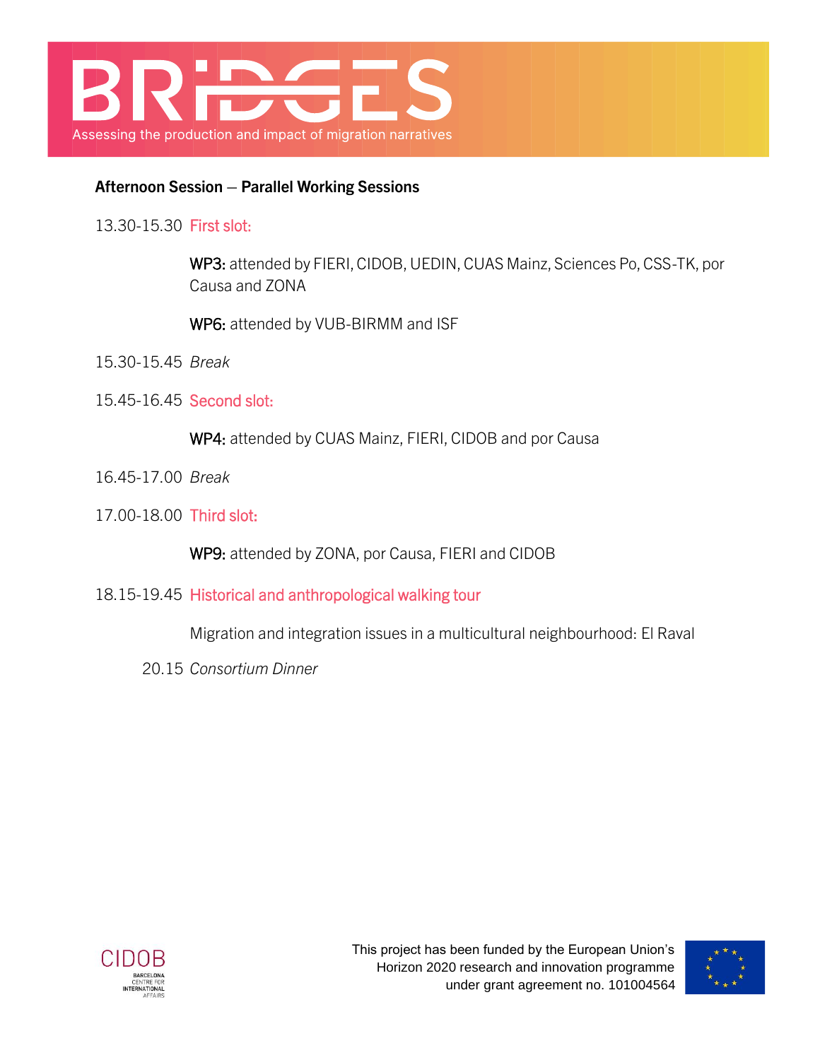**Afternoon Session – Parallel Working Sessions**

13.30-15.30 First slot:

**WP3:** attended by FIERI, CIDOB, UEDIN, CUAS Mainz, Sciences Po, CSS-TK, por Causa and ZONA

**WP6:** attended by VUB-BIRMM and ISF

15.30-15.45 *Break*

15.45-16.45 Second slot:

**WP4:** attended by CUAS Mainz, FIERI, CIDOB and por Causa

16.45-17.00 *Break*

17.00-18.00 Third slot:

**WP9:** attended by ZONA, por Causa, FIERI and CIDOB

18.15-19.45 Historical and anthropological walking tour

Migration and integration issues in a multicultural neighbourhood: El Raval

20.15 *Consortium Dinner*

This project has been funded by the European Union's Horizon 2020 research and innovation programme under grant agreement no. 101004564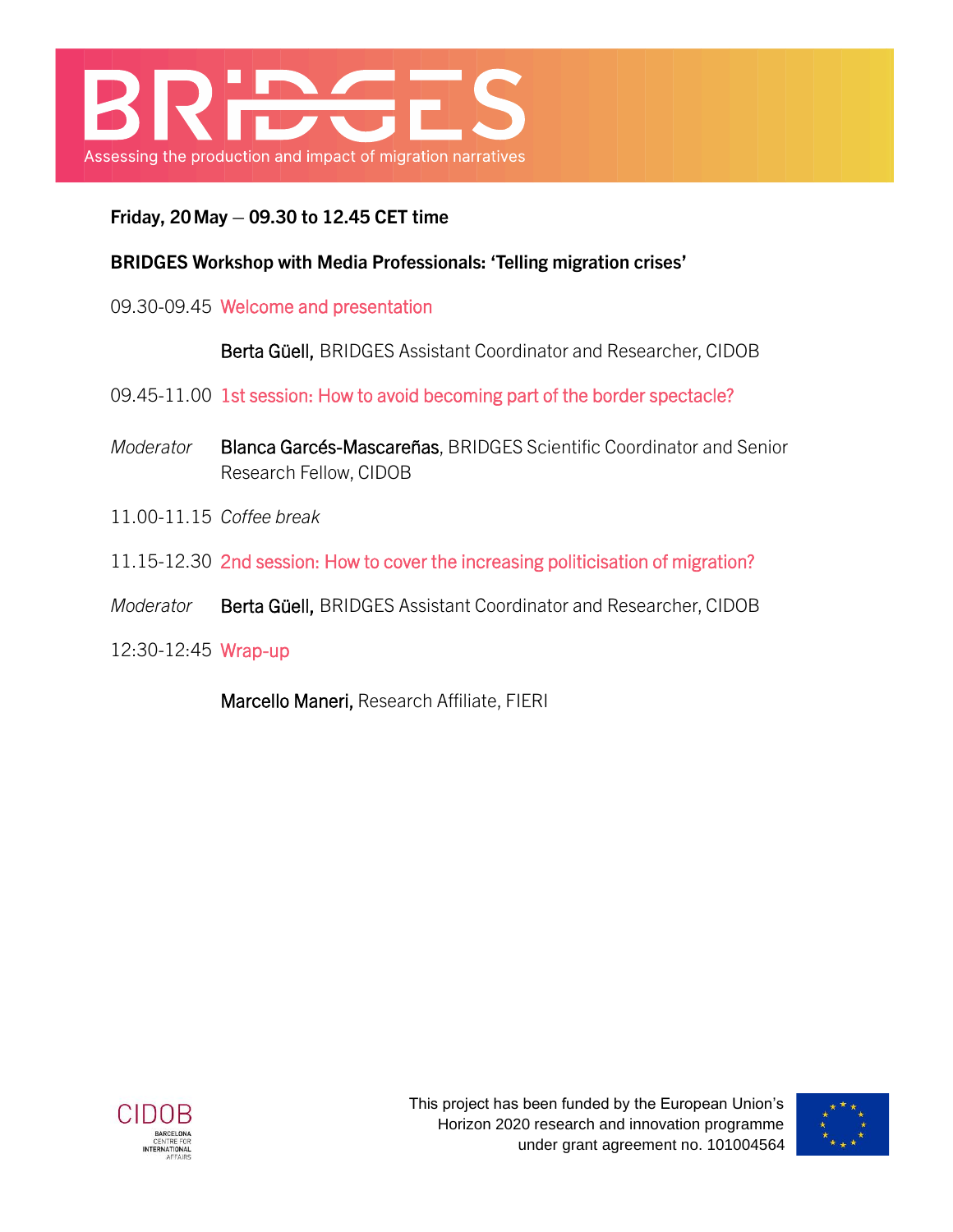# BRIDGES

Assessing the production and impact of migration narratives

**Friday, 20 May – 09.30 to 12.45 CET time**

**BRIDGES Workshop with Media Professionals: 'Telling migration crises'**

09.30-09.45 Welcome and presentation

Berta Güell, BRIDGES Assistant Coordinator and Researcher, CIDOB

09.45-11.00 1st session: How to avoid becoming part of the border spectacle?

*Moderator* Blanca Garcés-Mascareñas, BRIDGES Scientific Coordinator and Senior Research Fellow, CIDOB

11.00-11.15 *Coffee break*

11.15-12.30 2nd session: How to cover the increasing politicisation of migration?

*Moderator* Berta Güell, BRIDGES Assistant Coordinator and Researcher, CIDOB

12:30-12:45 Wrap-up

Marcello Maneri, Research Affiliate, FIERI

CIDOB BARCELONA CENTRE FOR INTERNATIONAL AFFAIRS

This project has been funded by the European Union's Horizon 2020 research and innovation programme under grant agreement no. 101004564